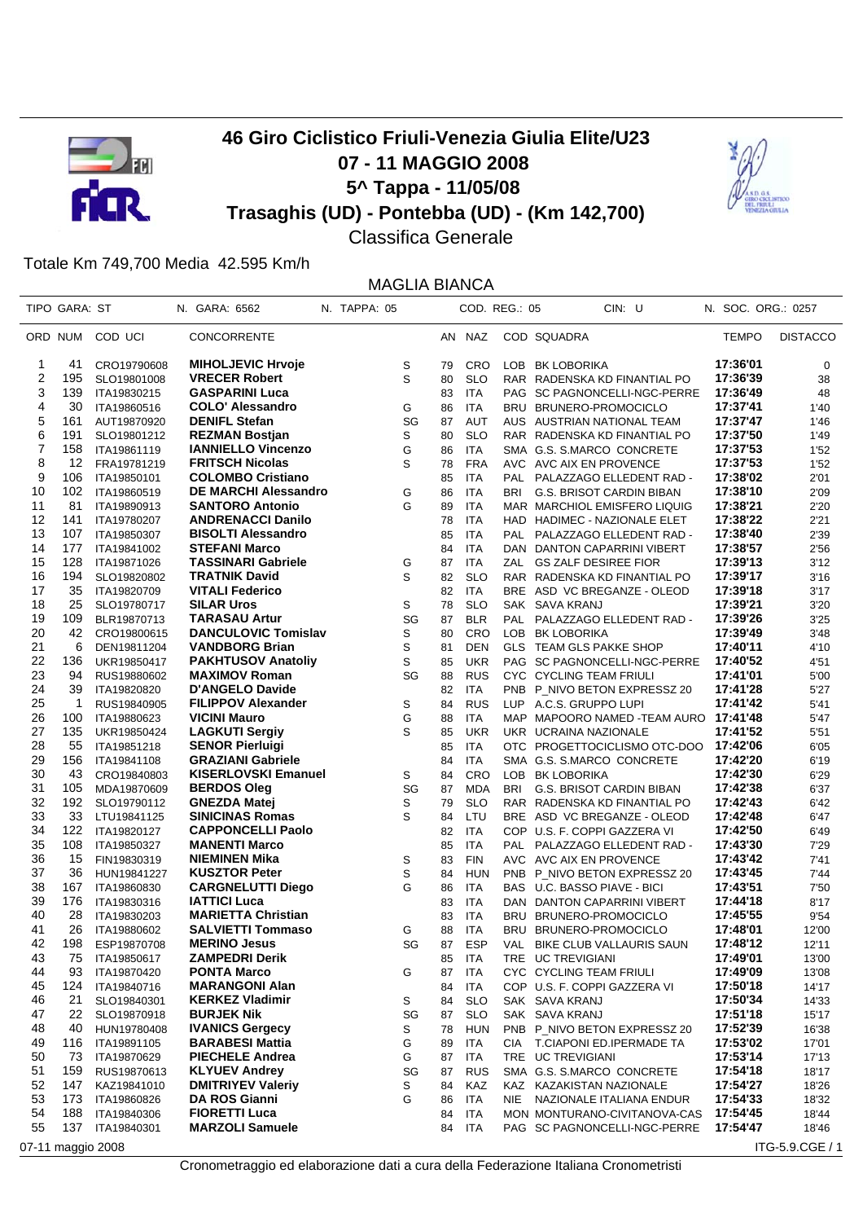# 46 Giro Ciclistico Friuli-Venezia Giulia Elite/U23

## 07 - 11 MAGGIO 2008

## 5^ Tappa - 11/05/08

## Trasaghis (UD) - Pontebba (UD) - (Km 142,700)

Classifica Generale

Totale Km 749,700 Media 42.595 Km/h

MAGLIA BIANCA

TIPO GARA: ST | N. GARA: 6562 | N. TAPPA: 05 | COD. REG.: 05 | CIN: U | N. SOC. ORG.: 0257

| ORD | NUM | COD UCI | CONCORRENTE | | AN | NAZ | COD | SQUADRA | TEMPO | DISTACCO |
|---|---|---|---|---|---|---|---|---|---|---|
| 1 | 41 | CRO19790608 | **MIHOLJEVIC Hrvoje** | S | 79 | CRO | LOB | BK LOBORIKA | **17:36'01** | 0 |
| 2 | 195 | SLO19801008 | **VRECER Robert** | S | 80 | SLO | RAR | RADENSKA KD FINANTIAL PO | **17:36'39** | 38 |
| 3 | 139 | ITA19830215 | **GASPARINI Luca** | | 83 | ITA | PAG | SC PAGNONCELLI-NGC-PERRE | **17:36'49** | 48 |
| 4 | 30 | ITA19860516 | **COLO' Alessandro** | G | 86 | ITA | BRU | BRUNERO-PROMOCICLO | **17:37'41** | 1'40 |
| 5 | 161 | AUT19870920 | **DENIFL Stefan** | SG | 87 | AUT | AUS | AUSTRIAN NATIONAL TEAM | **17:37'47** | 1'46 |
| 6 | 191 | SLO19801212 | **REZMAN Bostjan** | S | 80 | SLO | RAR | RADENSKA KD FINANTIAL PO | **17:37'50** | 1'49 |
| 7 | 158 | ITA19861119 | **IANNIELLO Vincenzo** | G | 86 | ITA | SMA | G.S. S.MARCO CONCRETE | **17:37'53** | 1'52 |
| 8 | 12 | FRA19781219 | **FRITSCH Nicolas** | S | 78 | FRA | AVC | AVC AIX EN PROVENCE | **17:37'53** | 1'52 |
| 9 | 106 | ITA19850101 | **COLOMBO Cristiano** | | 85 | ITA | PAL | PALAZZAGO ELLEDENT RAD - | **17:38'02** | 2'01 |
| 10 | 102 | ITA19860519 | **DE MARCHI Alessandro** | G | 86 | ITA | BRI | G.S. BRISOT CARDIN BIBAN | **17:38'10** | 2'09 |
| 11 | 81 | ITA19890913 | **SANTORO Antonio** | G | 89 | ITA | MAR | MARCHIOL EMISFERO LIQUIG | **17:38'21** | 2'20 |
| 12 | 141 | ITA19780207 | **ANDRENACCI Danilo** | | 78 | ITA | HAD | HADIMEC - NAZIONALE ELET | **17:38'22** | 2'21 |
| 13 | 107 | ITA19850307 | **BISOLTI Alessandro** | | 85 | ITA | PAL | PALAZZAGO ELLEDENT RAD - | **17:38'40** | 2'39 |
| 14 | 177 | ITA19841002 | **STEFANI Marco** | | 84 | ITA | DAN | DANTON CAPARRINI VIBERT | **17:38'57** | 2'56 |
| 15 | 128 | ITA19871026 | **TASSINARI Gabriele** | G | 87 | ITA | ZAL | GS ZALF DESIREE FIOR | **17:39'13** | 3'12 |
| 16 | 194 | SLO19820802 | **TRATNIK David** | S | 82 | SLO | RAR | RADENSKA KD FINANTIAL PO | **17:39'17** | 3'16 |
| 17 | 35 | ITA19820709 | **VITALI Federico** | | 82 | ITA | BRE | ASD VC BREGANZE - OLEOD | **17:39'18** | 3'17 |
| 18 | 25 | SLO19780717 | **SILAR Uros** | S | 78 | SLO | SAK | SAVA KRANJ | **17:39'21** | 3'20 |
| 19 | 109 | BLR19870713 | **TARASAU Artur** | SG | 87 | BLR | PAL | PALAZZAGO ELLEDENT RAD - | **17:39'26** | 3'25 |
| 20 | 42 | CRO19800615 | **DANCULOVIC Tomislav** | S | 80 | CRO | LOB | BK LOBORIKA | **17:39'49** | 3'48 |
| 21 | 6 | DEN19811204 | **VANDBORG Brian** | S | 81 | DEN | GLS | TEAM GLS PAKKE SHOP | **17:40'11** | 4'10 |
| 22 | 136 | UKR19850417 | **PAKHTUSOV Anatoliy** | S | 85 | UKR | PAG | SC PAGNONCELLI-NGC-PERRE | **17:40'52** | 4'51 |
| 23 | 94 | RUS19880602 | **MAXIMOV Roman** | SG | 88 | RUS | CYC | CYCLING TEAM FRIULI | **17:41'01** | 5'00 |
| 24 | 39 | ITA19820820 | **D'ANGELO Davide** | | 82 | ITA | PNB | P_NIVO BETON EXPRESSZ 20 | **17:41'28** | 5'27 |
| 25 | 1 | RUS19840905 | **FILIPPOV Alexander** | S | 84 | RUS | LUP | A.C.S. GRUPPO LUPI | **17:41'42** | 5'41 |
| 26 | 100 | ITA19880623 | **VICINI Mauro** | G | 88 | ITA | MAP | MAPOORO NAMED -TEAM AURO | **17:41'48** | 5'47 |
| 27 | 135 | UKR19850424 | **LAGKUTI Sergiy** | S | 85 | UKR | UKR | UCRAINA NAZIONALE | **17:41'52** | 5'51 |
| 28 | 55 | ITA19851218 | **SENOR Pierluigi** | | 85 | ITA | OTC | PROGETTOCICLISMO OTC-DOO | **17:42'06** | 6'05 |
| 29 | 156 | ITA19841108 | **GRAZIANI Gabriele** | | 84 | ITA | SMA | G.S. S.MARCO CONCRETE | **17:42'20** | 6'19 |
| 30 | 43 | CRO19840803 | **KISERLOVSKI Emanuel** | S | 84 | CRO | LOB | BK LOBORIKA | **17:42'30** | 6'29 |
| 31 | 105 | MDA19870609 | **BERDOS Oleg** | SG | 87 | MDA | BRI | G.S. BRISOT CARDIN BIBAN | **17:42'38** | 6'37 |
| 32 | 192 | SLO19790112 | **GNEZDA Matej** | S | 79 | SLO | RAR | RADENSKA KD FINANTIAL PO | **17:42'43** | 6'42 |
| 33 | 33 | LTU19841125 | **SINICINAS Romas** | S | 84 | LTU | BRE | ASD VC BREGANZE - OLEOD | **17:42'48** | 6'47 |
| 34 | 122 | ITA19820127 | **CAPPONCELLI Paolo** | | 82 | ITA | COP | U.S. F. COPPI GAZZERA VI | **17:42'50** | 6'49 |
| 35 | 108 | ITA19850327 | **MANENTI Marco** | | 85 | ITA | PAL | PALAZZAGO ELLEDENT RAD - | **17:43'30** | 7'29 |
| 36 | 15 | FIN19830319 | **NIEMINEN Mika** | S | 83 | FIN | AVC | AVC AIX EN PROVENCE | **17:43'42** | 7'41 |
| 37 | 36 | HUN19841227 | **KUSZTOR Peter** | S | 84 | HUN | PNB | P_NIVO BETON EXPRESSZ 20 | **17:43'45** | 7'44 |
| 38 | 167 | ITA19860830 | **CARGNELUTTI Diego** | G | 86 | ITA | BAS | U.C. BASSO PIAVE - BICI | **17:43'51** | 7'50 |
| 39 | 176 | ITA19830316 | **IATTICI Luca** | | 83 | ITA | DAN | DANTON CAPARRINI VIBERT | **17:44'18** | 8'17 |
| 40 | 28 | ITA19830203 | **MARIETTA Christian** | | 83 | ITA | BRU | BRUNERO-PROMOCICLO | **17:45'55** | 9'54 |
| 41 | 26 | ITA19880602 | **SALVIETTI Tommaso** | G | 88 | ITA | BRU | BRUNERO-PROMOCICLO | **17:48'01** | 12'00 |
| 42 | 198 | ESP19870708 | **MERINO Jesus** | SG | 87 | ESP | VAL | BIKE CLUB VALLAURIS SAUN | **17:48'12** | 12'11 |
| 43 | 75 | ITA19850617 | **ZAMPEDRI Derik** | | 85 | ITA | TRE | UC TREVIGIANI | **17:49'01** | 13'00 |
| 44 | 93 | ITA19870420 | **PONTA Marco** | G | 87 | ITA | CYC | CYCLING TEAM FRIULI | **17:49'09** | 13'08 |
| 45 | 124 | ITA19840716 | **MARANGONI Alan** | | 84 | ITA | COP | U.S. F. COPPI GAZZERA VI | **17:50'18** | 14'17 |
| 46 | 21 | SLO19840301 | **KERKEZ Vladimir** | S | 84 | SLO | SAK | SAVA KRANJ | **17:50'34** | 14'33 |
| 47 | 22 | SLO19870918 | **BURJEK Nik** | SG | 87 | SLO | SAK | SAVA KRANJ | **17:51'18** | 15'17 |
| 48 | 40 | HUN19780408 | **IVANICS Gergecy** | S | 78 | HUN | PNB | P_NIVO BETON EXPRESSZ 20 | **17:52'39** | 16'38 |
| 49 | 116 | ITA19891105 | **BARABESI Mattia** | G | 89 | ITA | CIA | T.CIAPONI ED.IPERMADE TA | **17:53'02** | 17'01 |
| 50 | 73 | ITA19870629 | **PIECHELE Andrea** | G | 87 | ITA | TRE | UC TREVIGIANI | **17:53'14** | 17'13 |
| 51 | 159 | RUS19870613 | **KLYUEV Andrey** | SG | 87 | RUS | SMA | G.S. S.MARCO CONCRETE | **17:54'18** | 18'17 |
| 52 | 147 | KAZ19841010 | **DMITRIYEV Valeriy** | S | 84 | KAZ | KAZ | KAZAKISTAN NAZIONALE | **17:54'27** | 18'26 |
| 53 | 173 | ITA19860826 | **DA ROS Gianni** | G | 86 | ITA | NIE | NAZIONALE ITALIANA ENDUR | **17:54'33** | 18'32 |
| 54 | 188 | ITA19840306 | **FIORETTI Luca** | | 84 | ITA | MON | MONTURANO-CIVITANOVA-CAS | **17:54'45** | 18'44 |
| 55 | 137 | ITA19840301 | **MARZOLI Samuele** | | 84 | ITA | PAG | SC PAGNONCELLI-NGC-PERRE | **17:54'47** | 18'46 |

07-11 maggio 2008

Cronometraggio ed elaborazione dati a cura della Federazione Italiana Cronometristi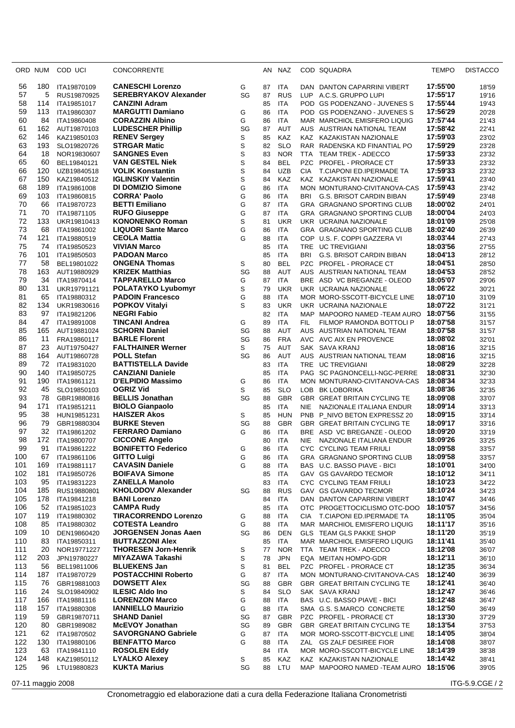| ORD | NUM | COD UCI | CONCORRENTE | | AN | NAZ | COD | SQUADRA | TEMPO | DISTACCO |
|---|---|---|---|---|---|---|---|---|---|---|
| 56 | 180 | ITA19870109 | **CANESCHI Lorenzo** | G | 87 | ITA | DAN | DANTON CAPARRINI VIBERT | **17:55'00** | 18'59 |
| 57 | 5 | RUS19870925 | **SEREBRYAKOV Alexander** | SG | 87 | RUS | LUP | A.C.S. GRUPPO LUPI | **17:55'17** | 19'16 |
| 58 | 114 | ITA19851017 | **CANZINI Adram** | | 85 | ITA | POD | GS PODENZANO - JUVENES S | **17:55'44** | 19'43 |
| 59 | 113 | ITA19860307 | **MARGUTTI Damiano** | G | 86 | ITA | POD | GS PODENZANO - JUVENES S | **17:56'29** | 20'28 |
| 60 | 84 | ITA19860408 | **CORAZZIN Albino** | G | 86 | ITA | MAR | MARCHIOL EMISFERO LIQUIG | **17:57'44** | 21'43 |
| 61 | 162 | AUT19870103 | **LUDESCHER Phillip** | SG | 87 | AUT | AUS | AUSTRIAN NATIONAL TEAM | **17:58'42** | 22'41 |
| 62 | 146 | KAZ19850103 | **RENEV Sergey** | S | 85 | KAZ | KAZ | KAZAKISTAN NAZIONALE | **17:59'03** | 23'02 |
| 63 | 193 | SLO19820726 | **STRGAR Matic** | S | 82 | SLO | RAR | RADENSKA KD FINANTIAL PO | **17:59'29** | 23'28 |
| 64 | 18 | NOR19830607 | **SANGNES Even** | S | 83 | NOR | TTA | TEAM TREK - ADECCO | **17:59'33** | 23'32 |
| 65 | 60 | BEL19840121 | **VAN GESTEL Niek** | S | 84 | BEL | PZC | PROFEL - PRORACE CT | **17:59'33** | 23'32 |
| 66 | 120 | UZB19840518 | **VOLIK Konstantin** | S | 84 | UZB | CIA | T.CIAPONI ED.IPERMADE TA | **17:59'33** | 23'32 |
| 67 | 150 | KAZ19840512 | **IGLINSKIY Valentin** | S | 84 | KAZ | KAZ | KAZAKISTAN NAZIONALE | **17:59'41** | 23'40 |
| 68 | 189 | ITA19861008 | **DI DOMIZIO Simone** | G | 86 | ITA | MON | MONTURANO-CIVITANOVA-CAS | **17:59'43** | 23'42 |
| 69 | 103 | ITA19860815 | **CORRA' Paolo** | G | 86 | ITA | BRI | G.S. BRISOT CARDIN BIBAN | **17:59'49** | 23'48 |
| 70 | 66 | ITA19870723 | **BETTI Emiliano** | G | 87 | ITA | GRA | GRAGNANO SPORTING CLUB | **18:00'02** | 24'01 |
| 71 | 70 | ITA19871105 | **RUFO Giuseppe** | G | 87 | ITA | GRA | GRAGNANO SPORTING CLUB | **18:00'04** | 24'03 |
| 72 | 133 | UKR19810413 | **KONONENKO Roman** | S | 81 | UKR | UKR | UCRAINA NAZIONALE | **18:01'09** | 25'08 |
| 73 | 68 | ITA19861002 | **LIQUORI Sante Marco** | G | 86 | ITA | GRA | GRAGNANO SPORTING CLUB | **18:02'40** | 26'39 |
| 74 | 121 | ITA19880519 | **CEOLA Mattia** | G | 88 | ITA | COP | U.S. F. COPPI GAZZERA VI | **18:03'44** | 27'43 |
| 75 | 74 | ITA19850523 | **VIVIAN Marco** | | 85 | ITA | TRE | UC TREVIGIANI | **18:03'56** | 27'55 |
| 76 | 101 | ITA19850503 | **PADOAN Marco** | | 85 | ITA | BRI | G.S. BRISOT CARDIN BIBAN | **18:04'13** | 28'12 |
| 77 | 58 | BEL19801022 | **ONGENA Thomas** | S | 80 | BEL | PZC | PROFEL - PRORACE CT | **18:04'51** | 28'50 |
| 78 | 163 | AUT19880929 | **KRIZEK Matthias** | SG | 88 | AUT | AUS | AUSTRIAN NATIONAL TEAM | **18:04'53** | 28'52 |
| 79 | 34 | ITA19870414 | **TAPPARELLO Marco** | G | 87 | ITA | BRE | ASD VC BREGANZE - OLEOD | **18:05'07** | 29'06 |
| 80 | 131 | UKR19791121 | **POLATAYKO Lyubomyr** | S | 79 | UKR | UKR | UCRAINA NAZIONALE | **18:06'22** | 30'21 |
| 81 | 65 | ITA19880312 | **PADOIN Francesco** | G | 88 | ITA | MOR | MORO-SSCOTT-BICYCLE LINE | **18:07'10** | 31'09 |
| 82 | 134 | UKR19830616 | **POPKOV Vitalyi** | S | 83 | UKR | UKR | UCRAINA NAZIONALE | **18:07'22** | 31'21 |
| 83 | 97 | ITA19821206 | **NEGRI Fabio** | | 82 | ITA | MAP | MAPOORO NAMED -TEAM AURO | **18:07'56** | 31'55 |
| 84 | 47 | ITA19891008 | **TINCANI Andrea** | G | 89 | ITA | FIL | FILMOP RAMONDA BOTTOLI P | **18:07'58** | 31'57 |
| 85 | 165 | AUT19881024 | **SCHORN Daniel** | SG | 88 | AUT | AUS | AUSTRIAN NATIONAL TEAM | **18:07'58** | 31'57 |
| 86 | 11 | FRA19860117 | **BARLE Florent** | SG | 86 | FRA | AVC | AVC AIX EN PROVENCE | **18:08'02** | 32'01 |
| 87 | 23 | AUT19750427 | **FALTHAINER Werner** | S | 75 | AUT | SAK | SAVA KRANJ | **18:08'16** | 32'15 |
| 88 | 164 | AUT19860728 | **POLL Stefan** | SG | 86 | AUT | AUS | AUSTRIAN NATIONAL TEAM | **18:08'16** | 32'15 |
| 89 | 72 | ITA19831020 | **BATTISTELLA Davide** | | 83 | ITA | TRE | UC TREVIGIANI | **18:08'29** | 32'28 |
| 90 | 140 | ITA19850725 | **CANZIANI Daniele** | | 85 | ITA | PAG | SC PAGNONCELLI-NGC-PERRE | **18:08'31** | 32'30 |
| 91 | 190 | ITA19861121 | **D'ELPIDIO Massimo** | G | 86 | ITA | MON | MONTURANO-CIVITANOVA-CAS | **18:08'34** | 32'33 |
| 92 | 45 | SLO19850103 | **OGRIZ Vid** | S | 85 | SLO | LOB | BK LOBORIKA | **18:08'36** | 32'35 |
| 93 | 78 | GBR19880816 | **BELLIS Jonathan** | SG | 88 | GBR | GBR | GREAT BRITAIN CYCLING TE | **18:09'08** | 33'07 |
| 94 | 171 | ITA19851211 | **BIOLO Gianpaolo** | | 85 | ITA | NIE | NAZIONALE ITALIANA ENDUR | **18:09'14** | 33'13 |
| 95 | 38 | HUN19851231 | **HAISZER Akos** | S | 85 | HUN | PNB | P_NIVO BETON EXPRESSZ 20 | **18:09'15** | 33'14 |
| 96 | 79 | GBR19880304 | **BURKE Steven** | SG | 88 | GBR | GBR | GREAT BRITAIN CYCLING TE | **18:09'17** | 33'16 |
| 97 | 32 | ITA19861202 | **FERRARO Damiano** | G | 86 | ITA | BRE | ASD VC BREGANZE - OLEOD | **18:09'20** | 33'19 |
| 98 | 172 | ITA19800707 | **CICCONE Angelo** | | 80 | ITA | NIE | NAZIONALE ITALIANA ENDUR | **18:09'26** | 33'25 |
| 99 | 91 | ITA19861222 | **BONIFETTO Federico** | G | 86 | ITA | CYC | CYCLING TEAM FRIULI | **18:09'58** | 33'57 |
| 100 | 67 | ITA19861106 | **GITTO Luigi** | G | 86 | ITA | GRA | GRAGNANO SPORTING CLUB | **18:09'58** | 33'57 |
| 101 | 169 | ITA19881117 | **CAVASIN Daniele** | G | 88 | ITA | BAS | U.C. BASSO PIAVE - BICI | **18:10'01** | 34'00 |
| 102 | 181 | ITA19850726 | **BOIFAVA Simone** | | 85 | ITA | GAV | GS GAVARDO TECMOR | **18:10'12** | 34'11 |
| 103 | 95 | ITA19831223 | **ZANELLA Manolo** | | 83 | ITA | CYC | CYCLING TEAM FRIULI | **18:10'23** | 34'22 |
| 104 | 185 | RUS19880801 | **KHOLODOV Alexander** | SG | 88 | RUS | GAV | GS GAVARDO TECMOR | **18:10'24** | 34'23 |
| 105 | 178 | ITA19841218 | **BANI Lorenzo** | | 84 | ITA | DAN | DANTON CAPARRINI VIBERT | **18:10'47** | 34'46 |
| 106 | 52 | ITA19851023 | **CAMPA Rudy** | | 85 | ITA | OTC | PROGETTOCICLISMO OTC-DOO | **18:10'57** | 34'56 |
| 107 | 119 | ITA19880302 | **TIRACORRENDO Lorenzo** | G | 88 | ITA | CIA | T.CIAPONI ED.IPERMADE TA | **18:11'05** | 35'04 |
| 108 | 85 | ITA19880302 | **COTESTA Leandro** | G | 88 | ITA | MAR | MARCHIOL EMISFERO LIQUIG | **18:11'17** | 35'16 |
| 109 | 10 | DEN19860420 | **JORGENSEN Jonas Aaen** | SG | 86 | DEN | GLS | TEAM GLS PAKKE SHOP | **18:11'20** | 35'19 |
| 110 | 83 | ITA19850311 | **BUTTAZZONI Alex** | | 85 | ITA | MAR | MARCHIOL EMISFERO LIQUIG | **18:11'41** | 35'40 |
| 111 | 20 | NOR19771227 | **THORESEN Jorn-Henrik** | S | 77 | NOR | TTA | TEAM TREK - ADECCO | **18:12'08** | 36'07 |
| 112 | 203 | JPN19780227 | **MIYAZAWA Takashi** | S | 78 | JPN | EQA | MEITAN HOMPO-GDR | **18:12'11** | 36'10 |
| 113 | 56 | BEL19811006 | **BLUEKENS Jan** | S | 81 | BEL | PZC | PROFEL - PRORACE CT | **18:12'35** | 36'34 |
| 114 | 187 | ITA19870729 | **POSTACCHINI Roberto** | G | 87 | ITA | MON | MONTURANO-CIVITANOVA-CAS | **18:12'40** | 36'39 |
| 115 | 76 | GBR19881003 | **DOWSETT Alex** | SG | 88 | GBR | GBR | GREAT BRITAIN CYCLING TE | **18:12'41** | 36'40 |
| 116 | 24 | SLO19840902 | **ILESIC Aldo Ino** | S | 84 | SLO | SAK | SAVA KRANJ | **18:12'47** | 36'46 |
| 117 | 166 | ITA19881116 | **LORENZON Marco** | G | 88 | ITA | BAS | U.C. BASSO PIAVE - BICI | **18:12'48** | 36'47 |
| 118 | 157 | ITA19880308 | **IANNIELLO Maurizio** | G | 88 | ITA | SMA | G.S. S.MARCO CONCRETE | **18:12'50** | 36'49 |
| 119 | 59 | GBR19870711 | **SHAND Daniel** | SG | 87 | GBR | PZC | PROFEL - PRORACE CT | **18:13'30** | 37'29 |
| 120 | 80 | GBR1989082 | **McEVOY Jonathan** | SG | 89 | GBR | GBR | GREAT BRITAIN CYCLING TE | **18:13'54** | 37'53 |
| 121 | 62 | ITA19870502 | **SAVORGNANO Gabriele** | G | 87 | ITA | MOR | MORO-SSCOTT-BICYCLE LINE | **18:14'05** | 38'04 |
| 122 | 130 | ITA19880106 | **BENFATTO Marco** | G | 88 | ITA | ZAL | GS ZALF DESIREE FIOR | **18:14'08** | 38'07 |
| 123 | 63 | ITA19841110 | **ROSOLEN Eddy** | | 84 | ITA | MOR | MORO-SSCOTT-BICYCLE LINE | **18:14'39** | 38'38 |
| 124 | 148 | KAZ19850112 | **LYALKO Alexey** | S | 85 | KAZ | KAZ | KAZAKISTAN NAZIONALE | **18:14'42** | 38'41 |
| 125 | 96 | LTU19880823 | **KUKTA Marius** | SG | 88 | LTU | MAP | MAPOORO NAMED -TEAM AURO | **18:15'06** | 39'05 |

07-11 maggio 2008 ITG-5.9.CGE / 2

Cronometraggio ed elaborazione dati a cura della Federazione Italiana Cronometristi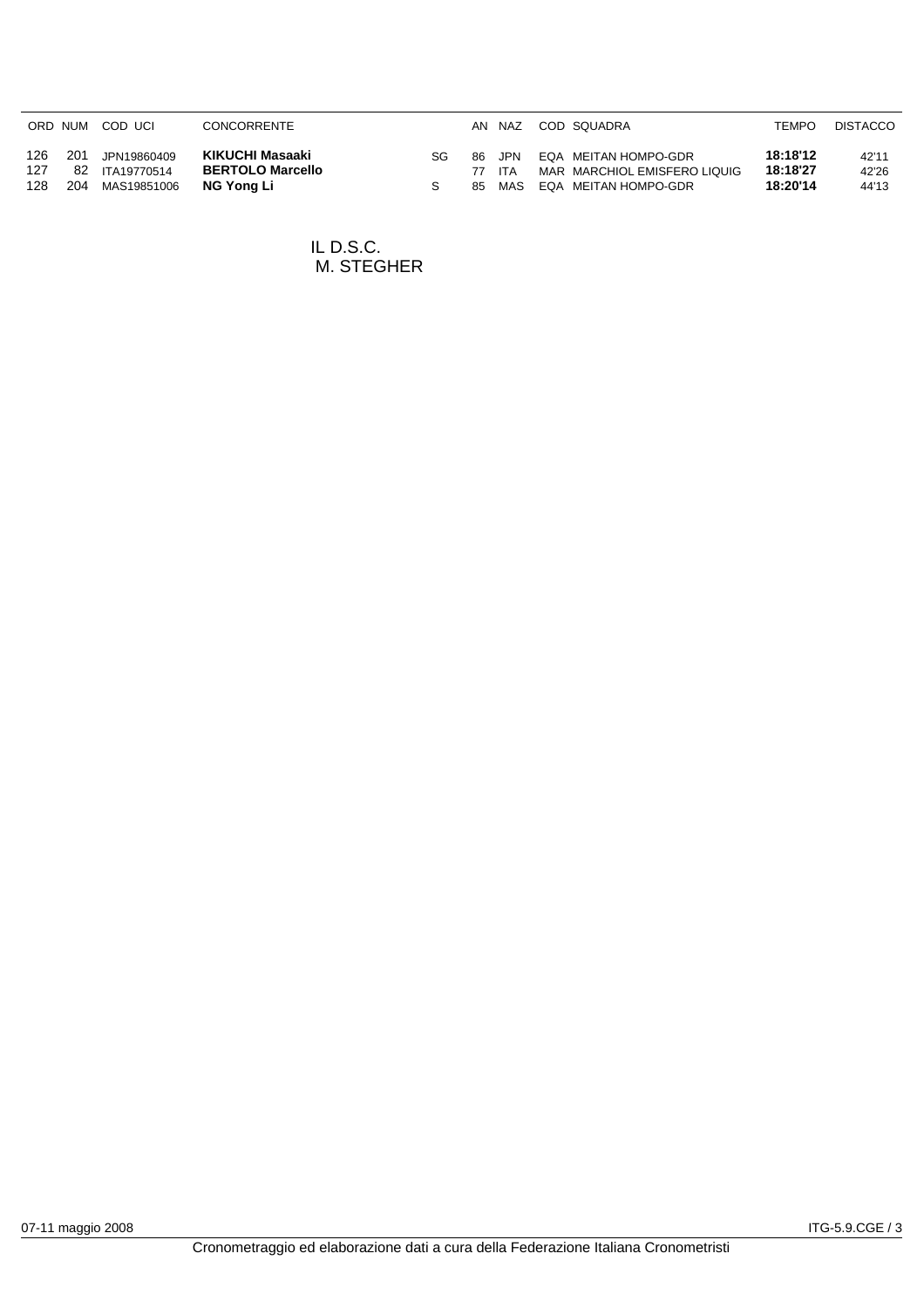| ORD | NUM | COD UCI | CONCORRENTE | | AN | NAZ | COD | SQUADRA | TEMPO | DISTACCO |
|---|---|---|---|---|---|---|---|---|---|---|
| 126 | 201 | JPN19860409 | **KIKUCHI Masaaki** | SG | 86 | JPN | EQA | MEITAN HOMPO-GDR | **18:18'12** | 42'11 |
| 127 | 82 | ITA19770514 | **BERTOLO Marcello** | | 77 | ITA | MAR | MARCHIOL EMISFERO LIQUIG | **18:18'27** | 42'26 |
| 128 | 204 | MAS19851006 | **NG Yong Li** | S | 85 | MAS | EQA | MEITAN HOMPO-GDR | **18:20'14** | 44'13 |

IL D.S.C.
M. STEGHER

07-11 maggio 2008

ITG-5.9.CGE

Cronometraggio ed elaborazione dati a cura della Federazione Italiana Cronometristi